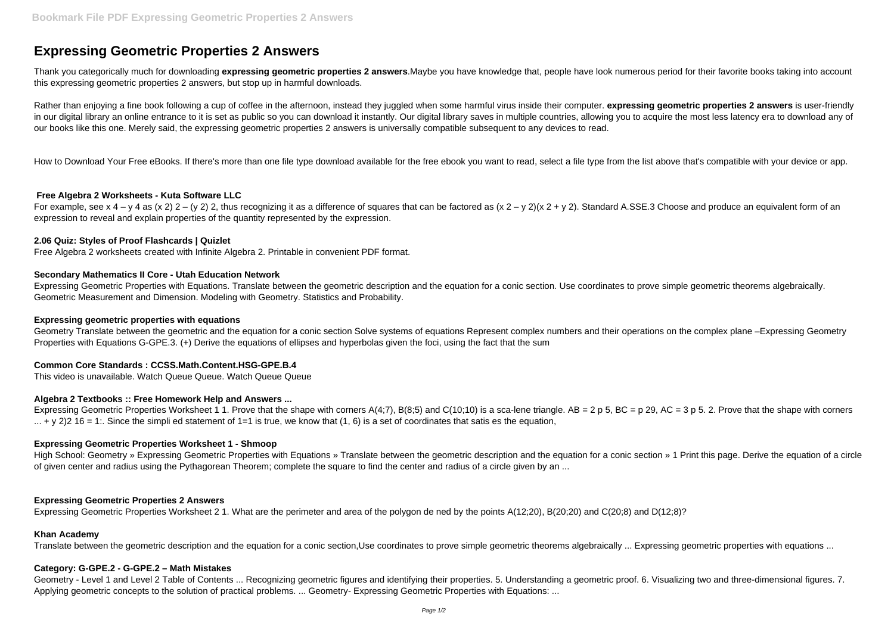# Expressing Geometric Properties 2 Answers

Thank you categorically much for downloading **expressing geometric properties 2 answers**.Maybe you have knowledge that, people have look numerous period for their favorite books taking into account this expressing geometric properties 2 answers, but stop up in harmful downloads.

Rather than enjoying a fine book following a cup of coffee in the afternoon, instead they juggled when some harmful virus inside their computer. **expressing geometric properties 2 answers** is user-friendly in our digital library an online entrance to it is set as public so you can download it instantly. Our digital library saves in multiple countries, allowing you to acquire the most less latency era to download any of our books like this one. Merely said, the expressing geometric properties 2 answers is universally compatible subsequent to any devices to read.

How to Download Your Free eBooks. If there's more than one file type download available for the free ebook you want to read, select a file type from the list above that's compatible with your device or app.

### Free Algebra 2 Worksheets - Kuta Software LLC

For example, see x 4 – y 4 as (x 2) 2 – (y 2) 2, thus recognizing it as a difference of squares that can be factored as (x 2 – y 2)(x 2 + y 2). Standard A.SSE.3 Choose and produce an equivalent form of an expression to reveal and explain properties of the quantity represented by the expression.

### 2.06 Quiz: Styles of Proof Flashcards | Quizlet

Free Algebra 2 worksheets created with Infinite Algebra 2. Printable in convenient PDF format.

### Secondary Mathematics II Core - Utah Education Network

Expressing Geometric Properties with Equations. Translate between the geometric description and the equation for a conic section. Use coordinates to prove simple geometric theorems algebraically. Geometric Measurement and Dimension. Modeling with Geometry. Statistics and Probability.

### Expressing geometric properties with equations

Geometry Translate between the geometric and the equation for a conic section Solve systems of equations Represent complex numbers and their operations on the complex plane –Expressing Geometry Properties with Equations G-GPE.3. (+) Derive the equations of ellipses and hyperbolas given the foci, using the fact that the sum

### Common Core Standards : CCSS.Math.Content.HSG-GPE.B.4

This video is unavailable. Watch Queue Queue. Watch Queue Queue

### Algebra 2 Textbooks :: Free Homework Help and Answers ...

Expressing Geometric Properties Worksheet 1 1. Prove that the shape with corners A(4;7), B(8;5) and C(10;10) is a sca-lene triangle. AB = 2 p 5, BC = p 29, AC = 3 p 5. 2. Prove that the shape with corners ... + y 2)2 16 = 1:. Since the simpli ed statement of 1=1 is true, we know that (1, 6) is a set of coordinates that satis es the equation,

### Expressing Geometric Properties Worksheet 1 - Shmoop

High School: Geometry » Expressing Geometric Properties with Equations » Translate between the geometric description and the equation for a conic section » 1 Print this page. Derive the equation of a circle of given center and radius using the Pythagorean Theorem; complete the square to find the center and radius of a circle given by an ...

### Expressing Geometric Properties 2 Answers

Expressing Geometric Properties Worksheet 2 1. What are the perimeter and area of the polygon de ned by the points A(12;20), B(20;20) and C(20;8) and D(12;8)?

### Khan Academy

Translate between the geometric description and the equation for a conic section,Use coordinates to prove simple geometric theorems algebraically ... Expressing geometric properties with equations ...

### Category: G-GPE.2 - G-GPE.2 – Math Mistakes

Geometry - Level 1 and Level 2 Table of Contents ... Recognizing geometric figures and identifying their properties. 5. Understanding a geometric proof. 6. Visualizing two and three-dimensional figures. 7. Applying geometric concepts to the solution of practical problems. ... Geometry- Expressing Geometric Properties with Equations: ...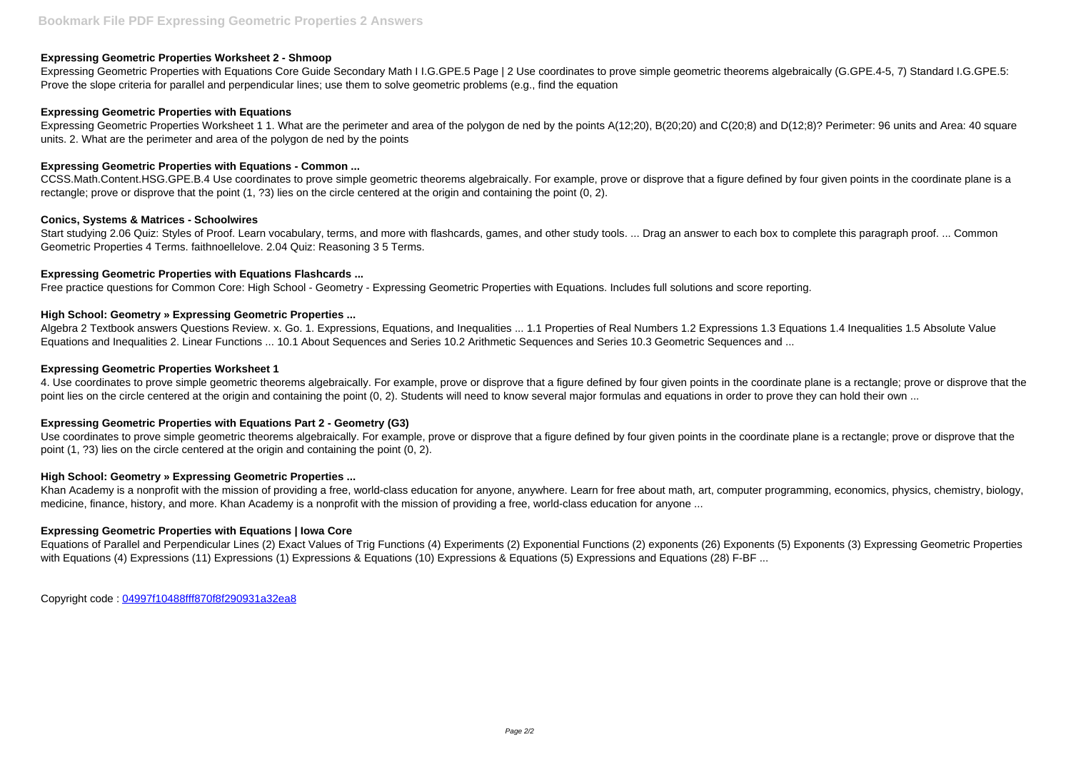### Expressing Geometric Properties Worksheet 2 - Shmoop

Expressing Geometric Properties with Equations Core Guide Secondary Math I I.G.GPE.5 Page | 2 Use coordinates to prove simple geometric theorems algebraically (G.GPE.4-5, 7) Standard I.G.GPE.5: Prove the slope criteria for parallel and perpendicular lines; use them to solve geometric problems (e.g., find the equation

### Expressing Geometric Properties with Equations

Expressing Geometric Properties Worksheet 1 1. What are the perimeter and area of the polygon de ned by the points A(12;20), B(20;20) and C(20;8) and D(12;8)? Perimeter: 96 units and Area: 40 square units. 2. What are the perimeter and area of the polygon de ned by the points

### Expressing Geometric Properties with Equations - Common ...

CCSS.Math.Content.HSG.GPE.B.4 Use coordinates to prove simple geometric theorems algebraically. For example, prove or disprove that a figure defined by four given points in the coordinate plane is a rectangle; prove or disprove that the point (1, ?3) lies on the circle centered at the origin and containing the point (0, 2).

### Conics, Systems & Matrices - Schoolwires

Start studying 2.06 Quiz: Styles of Proof. Learn vocabulary, terms, and more with flashcards, games, and other study tools. ... Drag an answer to each box to complete this paragraph proof. ... Common Geometric Properties 4 Terms. faithnoellelove. 2.04 Quiz: Reasoning 3 5 Terms.

### Expressing Geometric Properties with Equations Flashcards ...

Free practice questions for Common Core: High School - Geometry - Expressing Geometric Properties with Equations. Includes full solutions and score reporting.

### High School: Geometry » Expressing Geometric Properties ...

Algebra 2 Textbook answers Questions Review. x. Go. 1. Expressions, Equations, and Inequalities ... 1.1 Properties of Real Numbers 1.2 Expressions 1.3 Equations 1.4 Inequalities 1.5 Absolute Value Equations and Inequalities 2. Linear Functions ... 10.1 About Sequences and Series 10.2 Arithmetic Sequences and Series 10.3 Geometric Sequences and ...

### Expressing Geometric Properties Worksheet 1

4. Use coordinates to prove simple geometric theorems algebraically. For example, prove or disprove that a figure defined by four given points in the coordinate plane is a rectangle; prove or disprove that the point lies on the circle centered at the origin and containing the point (0, 2). Students will need to know several major formulas and equations in order to prove they can hold their own ...

### Expressing Geometric Properties with Equations Part 2 - Geometry (G3)

Use coordinates to prove simple geometric theorems algebraically. For example, prove or disprove that a figure defined by four given points in the coordinate plane is a rectangle; prove or disprove that the point (1, ?3) lies on the circle centered at the origin and containing the point (0, 2).

### High School: Geometry » Expressing Geometric Properties ...

Khan Academy is a nonprofit with the mission of providing a free, world-class education for anyone, anywhere. Learn for free about math, art, computer programming, economics, physics, chemistry, biology, medicine, finance, history, and more. Khan Academy is a nonprofit with the mission of providing a free, world-class education for anyone ...

### Expressing Geometric Properties with Equations | Iowa Core

Equations of Parallel and Perpendicular Lines (2) Exact Values of Trig Functions (4) Experiments (2) Exponential Functions (2) exponents (26) Exponents (5) Exponents (3) Expressing Geometric Properties with Equations (4) Expressions (11) Expressions (1) Expressions & Equations (10) Expressions & Equations (5) Expressions and Equations (28) F-BF ...

Copyright code : 04997f10488fff870f8f290931a32ea8